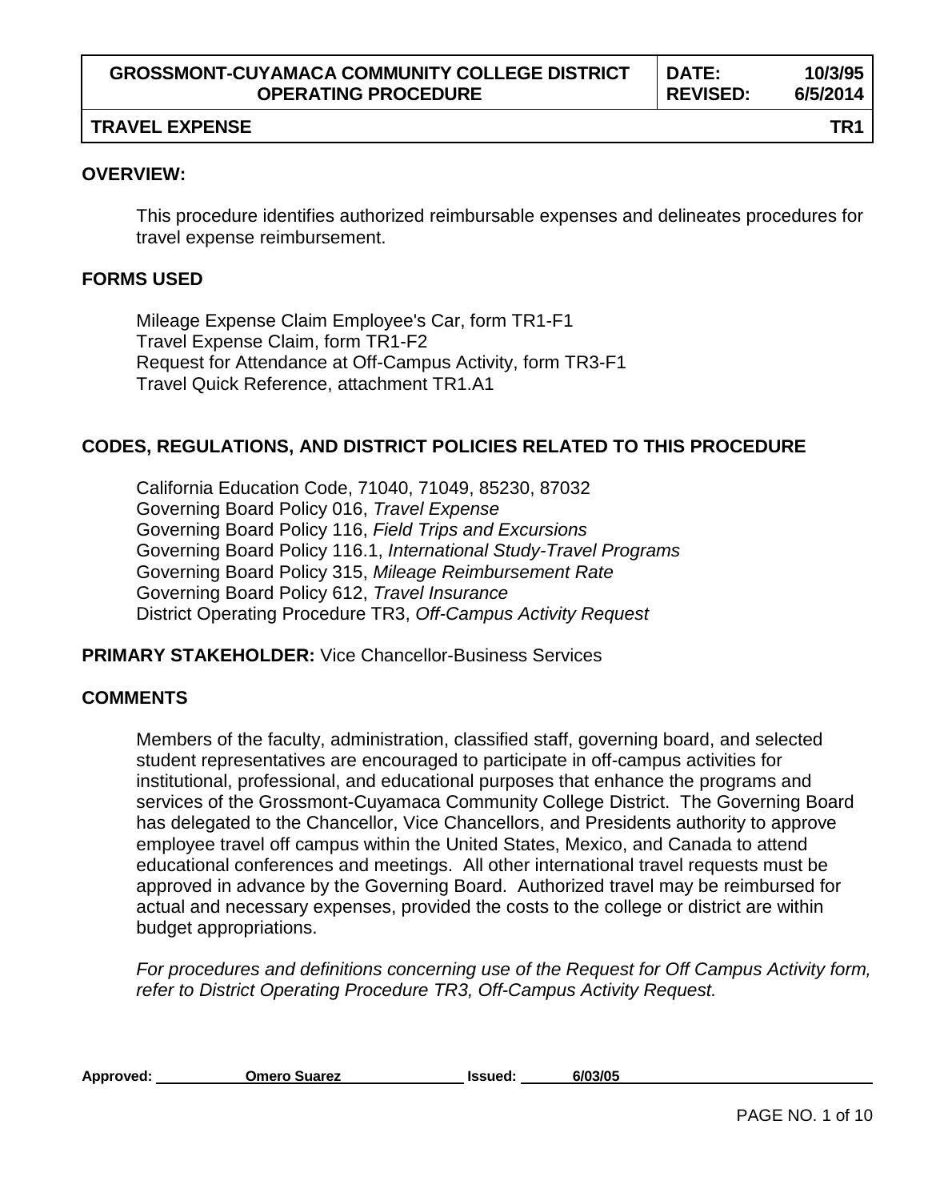| GROSSMONT-CUYAMACA COMMUNITY COLLEGE DISTRICT OPERATING PROCEDURE | DATE: 10/3/95 REVISED: 6/5/2014 |
|---|---|
| **TRAVEL EXPENSE** | **TR1** |

## OVERVIEW:

This procedure identifies authorized reimbursable expenses and delineates procedures for travel expense reimbursement.

## FORMS USED

Mileage Expense Claim Employee's Car, form TR1-F1
Travel Expense Claim, form TR1-F2
Request for Attendance at Off-Campus Activity, form TR3-F1
Travel Quick Reference, attachment TR1.A1

## CODES, REGULATIONS, AND DISTRICT POLICIES RELATED TO THIS PROCEDURE

California Education Code, 71040, 71049, 85230, 87032
Governing Board Policy 016, *Travel Expense*
Governing Board Policy 116, *Field Trips and Excursions*
Governing Board Policy 116.1, *International Study-Travel Programs*
Governing Board Policy 315, *Mileage Reimbursement Rate*
Governing Board Policy 612, *Travel Insurance*
District Operating Procedure TR3, *Off-Campus Activity Request*

**PRIMARY STAKEHOLDER:** Vice Chancellor-Business Services

## COMMENTS

Members of the faculty, administration, classified staff, governing board, and selected student representatives are encouraged to participate in off-campus activities for institutional, professional, and educational purposes that enhance the programs and services of the Grossmont-Cuyamaca Community College District. The Governing Board has delegated to the Chancellor, Vice Chancellors, and Presidents authority to approve employee travel off campus within the United States, Mexico, and Canada to attend educational conferences and meetings. All other international travel requests must be approved in advance by the Governing Board. Authorized travel may be reimbursed for actual and necessary expenses, provided the costs to the college or district are within budget appropriations.

*For procedures and definitions concerning use of the Request for Off Campus Activity form, refer to District Operating Procedure TR3, Off-Campus Activity Request.*

**Approved:** Omero Suarez **Issued:** 6/03/05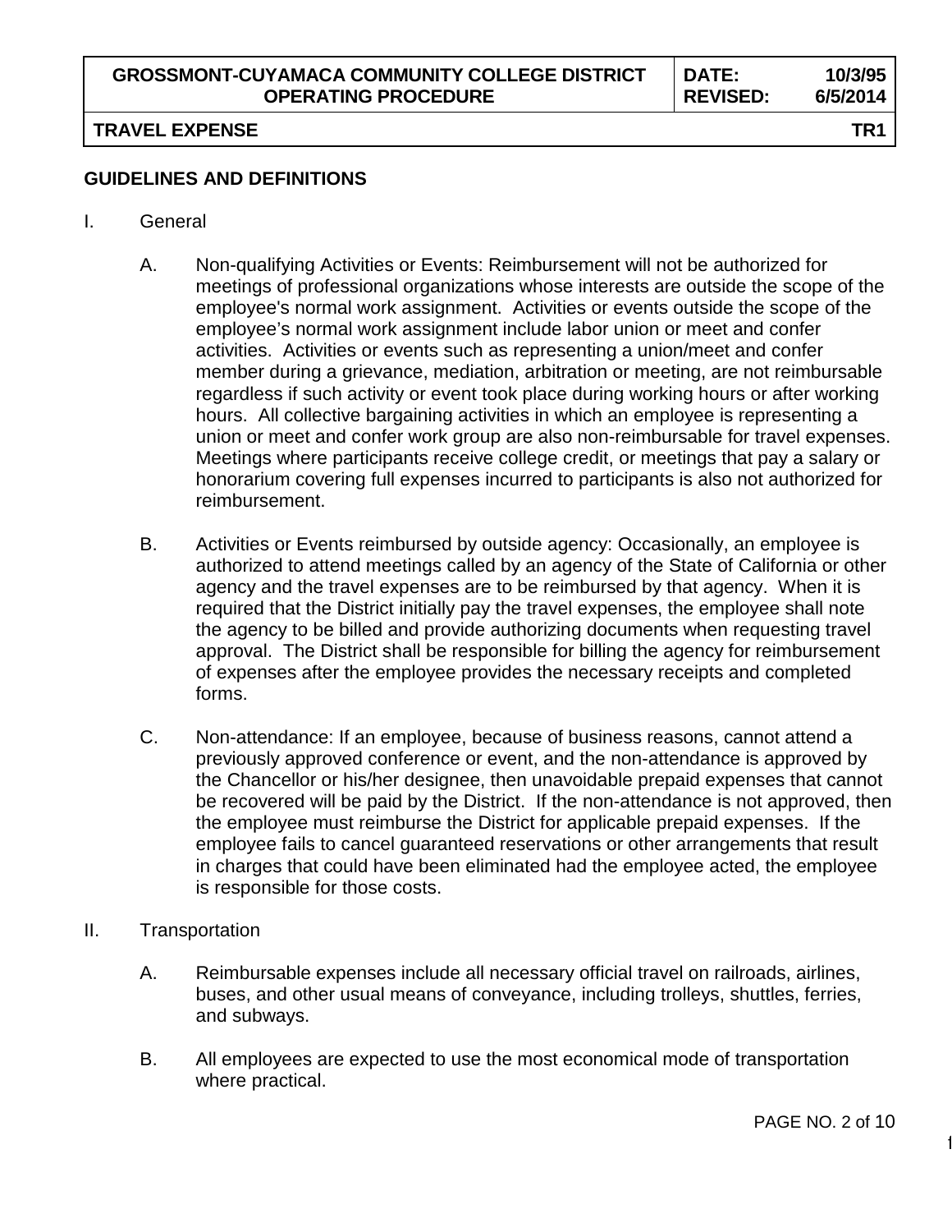## GUIDELINES AND DEFINITIONS

I. General

A. Non-qualifying Activities or Events: Reimbursement will not be authorized for meetings of professional organizations whose interests are outside the scope of the employee's normal work assignment. Activities or events outside the scope of the employee's normal work assignment include labor union or meet and confer activities. Activities or events such as representing a union/meet and confer member during a grievance, mediation, arbitration or meeting, are not reimbursable regardless if such activity or event took place during working hours or after working hours. All collective bargaining activities in which an employee is representing a union or meet and confer work group are also non-reimbursable for travel expenses. Meetings where participants receive college credit, or meetings that pay a salary or honorarium covering full expenses incurred to participants is also not authorized for reimbursement.

B. Activities or Events reimbursed by outside agency: Occasionally, an employee is authorized to attend meetings called by an agency of the State of California or other agency and the travel expenses are to be reimbursed by that agency. When it is required that the District initially pay the travel expenses, the employee shall note the agency to be billed and provide authorizing documents when requesting travel approval. The District shall be responsible for billing the agency for reimbursement of expenses after the employee provides the necessary receipts and completed forms.

C. Non-attendance: If an employee, because of business reasons, cannot attend a previously approved conference or event, and the non-attendance is approved by the Chancellor or his/her designee, then unavoidable prepaid expenses that cannot be recovered will be paid by the District. If the non-attendance is not approved, then the employee must reimburse the District for applicable prepaid expenses. If the employee fails to cancel guaranteed reservations or other arrangements that result in charges that could have been eliminated had the employee acted, the employee is responsible for those costs.

II. Transportation

A. Reimbursable expenses include all necessary official travel on railroads, airlines, buses, and other usual means of conveyance, including trolleys, shuttles, ferries, and subways.

B. All employees are expected to use the most economical mode of transportation where practical.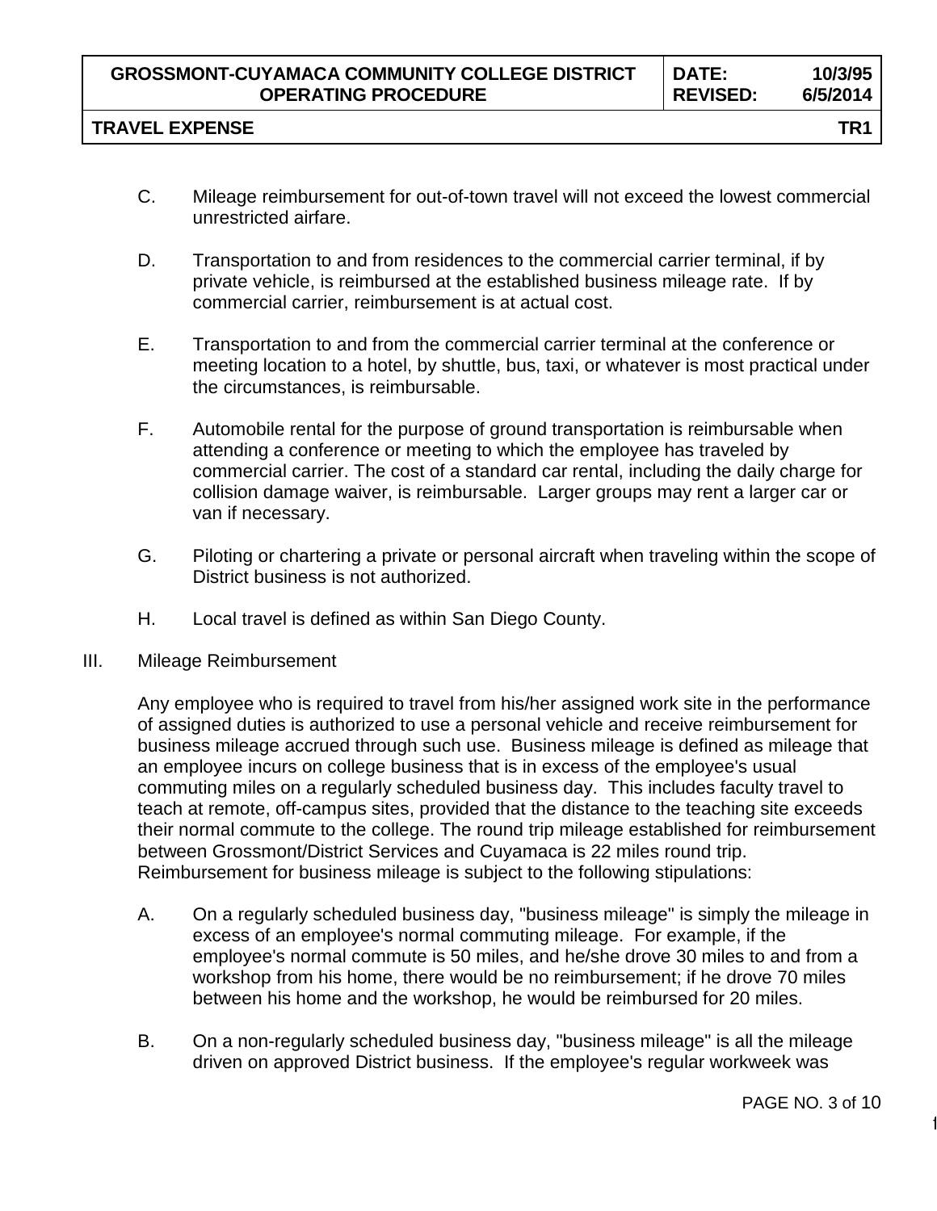C. Mileage reimbursement for out-of-town travel will not exceed the lowest commercial unrestricted airfare.

D. Transportation to and from residences to the commercial carrier terminal, if by private vehicle, is reimbursed at the established business mileage rate. If by commercial carrier, reimbursement is at actual cost.

E. Transportation to and from the commercial carrier terminal at the conference or meeting location to a hotel, by shuttle, bus, taxi, or whatever is most practical under the circumstances, is reimbursable.

F. Automobile rental for the purpose of ground transportation is reimbursable when attending a conference or meeting to which the employee has traveled by commercial carrier. The cost of a standard car rental, including the daily charge for collision damage waiver, is reimbursable. Larger groups may rent a larger car or van if necessary.

G. Piloting or chartering a private or personal aircraft when traveling within the scope of District business is not authorized.

H. Local travel is defined as within San Diego County.

III. Mileage Reimbursement

Any employee who is required to travel from his/her assigned work site in the performance of assigned duties is authorized to use a personal vehicle and receive reimbursement for business mileage accrued through such use. Business mileage is defined as mileage that an employee incurs on college business that is in excess of the employee's usual commuting miles on a regularly scheduled business day. This includes faculty travel to teach at remote, off-campus sites, provided that the distance to the teaching site exceeds their normal commute to the college. The round trip mileage established for reimbursement between Grossmont/District Services and Cuyamaca is 22 miles round trip. Reimbursement for business mileage is subject to the following stipulations:

A. On a regularly scheduled business day, "business mileage" is simply the mileage in excess of an employee's normal commuting mileage. For example, if the employee's normal commute is 50 miles, and he/she drove 30 miles to and from a workshop from his home, there would be no reimbursement; if he drove 70 miles between his home and the workshop, he would be reimbursed for 20 miles.

B. On a non-regularly scheduled business day, "business mileage" is all the mileage driven on approved District business. If the employee's regular workweek was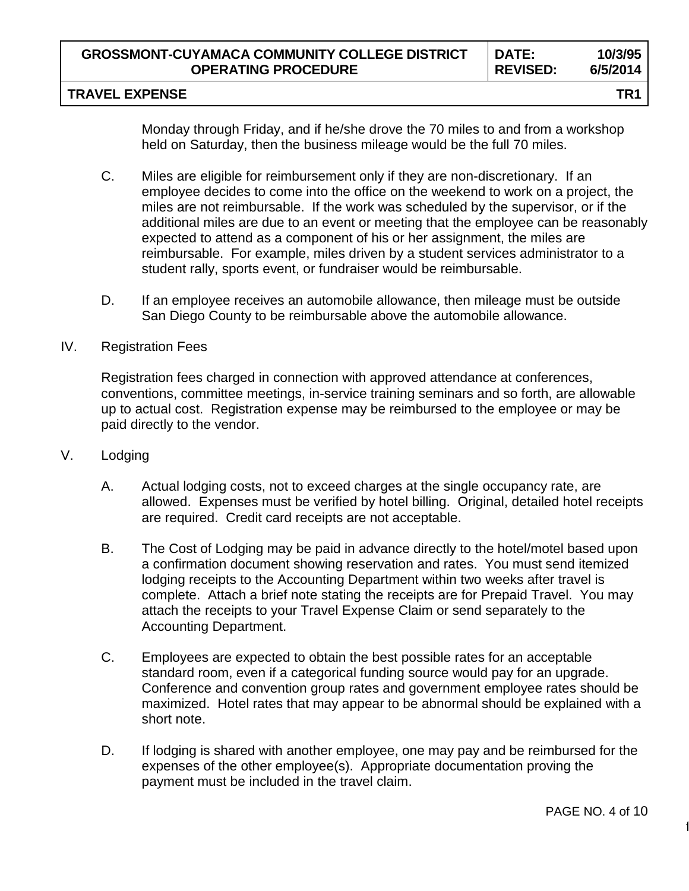Monday through Friday, and if he/she drove the 70 miles to and from a workshop held on Saturday, then the business mileage would be the full 70 miles.

C. Miles are eligible for reimbursement only if they are non-discretionary. If an employee decides to come into the office on the weekend to work on a project, the miles are not reimbursable. If the work was scheduled by the supervisor, or if the additional miles are due to an event or meeting that the employee can be reasonably expected to attend as a component of his or her assignment, the miles are reimbursable. For example, miles driven by a student services administrator to a student rally, sports event, or fundraiser would be reimbursable.

D. If an employee receives an automobile allowance, then mileage must be outside San Diego County to be reimbursable above the automobile allowance.

## IV. Registration Fees

Registration fees charged in connection with approved attendance at conferences, conventions, committee meetings, in-service training seminars and so forth, are allowable up to actual cost. Registration expense may be reimbursed to the employee or may be paid directly to the vendor.

## V. Lodging

A. Actual lodging costs, not to exceed charges at the single occupancy rate, are allowed. Expenses must be verified by hotel billing. Original, detailed hotel receipts are required. Credit card receipts are not acceptable.

B. The Cost of Lodging may be paid in advance directly to the hotel/motel based upon a confirmation document showing reservation and rates. You must send itemized lodging receipts to the Accounting Department within two weeks after travel is complete. Attach a brief note stating the receipts are for Prepaid Travel. You may attach the receipts to your Travel Expense Claim or send separately to the Accounting Department.

C. Employees are expected to obtain the best possible rates for an acceptable standard room, even if a categorical funding source would pay for an upgrade. Conference and convention group rates and government employee rates should be maximized. Hotel rates that may appear to be abnormal should be explained with a short note.

D. If lodging is shared with another employee, one may pay and be reimbursed for the expenses of the other employee(s). Appropriate documentation proving the payment must be included in the travel claim.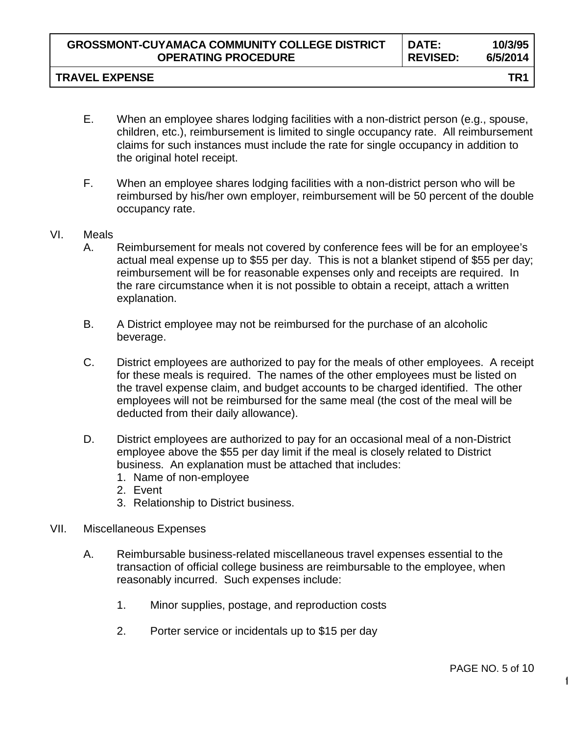E. When an employee shares lodging facilities with a non-district person (e.g., spouse, children, etc.), reimbursement is limited to single occupancy rate. All reimbursement claims for such instances must include the rate for single occupancy in addition to the original hotel receipt.

F. When an employee shares lodging facilities with a non-district person who will be reimbursed by his/her own employer, reimbursement will be 50 percent of the double occupancy rate.

VI. Meals

A. Reimbursement for meals not covered by conference fees will be for an employee's actual meal expense up to $55 per day. This is not a blanket stipend of $55 per day; reimbursement will be for reasonable expenses only and receipts are required. In the rare circumstance when it is not possible to obtain a receipt, attach a written explanation.

B. A District employee may not be reimbursed for the purchase of an alcoholic beverage.

C. District employees are authorized to pay for the meals of other employees. A receipt for these meals is required. The names of the other employees must be listed on the travel expense claim, and budget accounts to be charged identified. The other employees will not be reimbursed for the same meal (the cost of the meal will be deducted from their daily allowance).

D. District employees are authorized to pay for an occasional meal of a non-District employee above the $55 per day limit if the meal is closely related to District business. An explanation must be attached that includes:
1. Name of non-employee
2. Event
3. Relationship to District business.

VII. Miscellaneous Expenses

A. Reimbursable business-related miscellaneous travel expenses essential to the transaction of official college business are reimbursable to the employee, when reasonably incurred. Such expenses include:

1. Minor supplies, postage, and reproduction costs

2. Porter service or incidentals up to $15 per day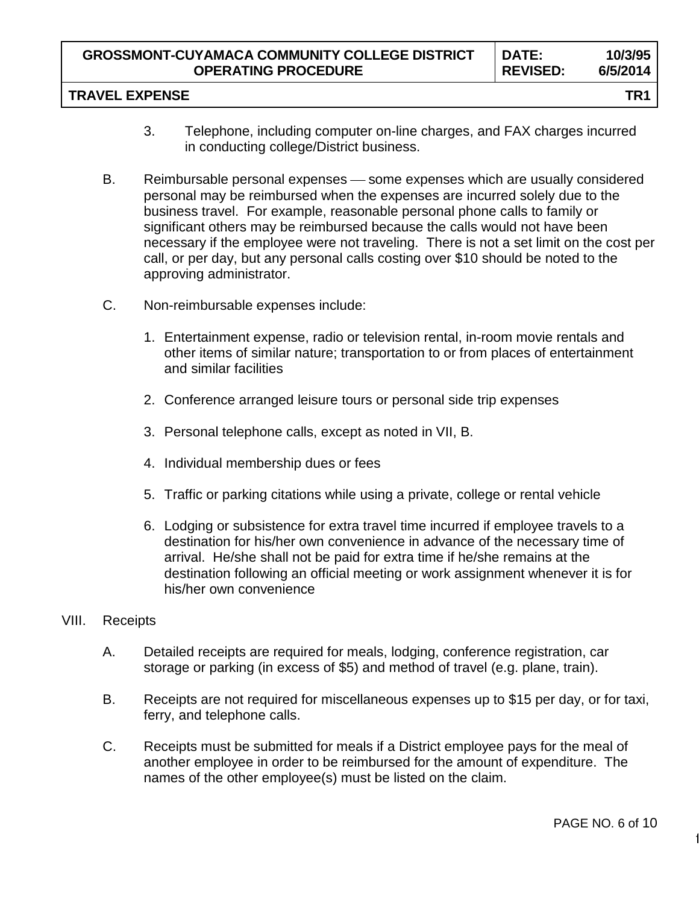3. Telephone, including computer on-line charges, and FAX charges incurred in conducting college/District business.

B. Reimbursable personal expenses — some expenses which are usually considered personal may be reimbursed when the expenses are incurred solely due to the business travel. For example, reasonable personal phone calls to family or significant others may be reimbursed because the calls would not have been necessary if the employee were not traveling. There is not a set limit on the cost per call, or per day, but any personal calls costing over $10 should be noted to the approving administrator.

C. Non-reimbursable expenses include:

1. Entertainment expense, radio or television rental, in-room movie rentals and other items of similar nature; transportation to or from places of entertainment and similar facilities

2. Conference arranged leisure tours or personal side trip expenses

3. Personal telephone calls, except as noted in VII, B.

4. Individual membership dues or fees

5. Traffic or parking citations while using a private, college or rental vehicle

6. Lodging or subsistence for extra travel time incurred if employee travels to a destination for his/her own convenience in advance of the necessary time of arrival. He/she shall not be paid for extra time if he/she remains at the destination following an official meeting or work assignment whenever it is for his/her own convenience

VIII. Receipts

A. Detailed receipts are required for meals, lodging, conference registration, car storage or parking (in excess of $5) and method of travel (e.g. plane, train).

B. Receipts are not required for miscellaneous expenses up to $15 per day, or for taxi, ferry, and telephone calls.

C. Receipts must be submitted for meals if a District employee pays for the meal of another employee in order to be reimbursed for the amount of expenditure. The names of the other employee(s) must be listed on the claim.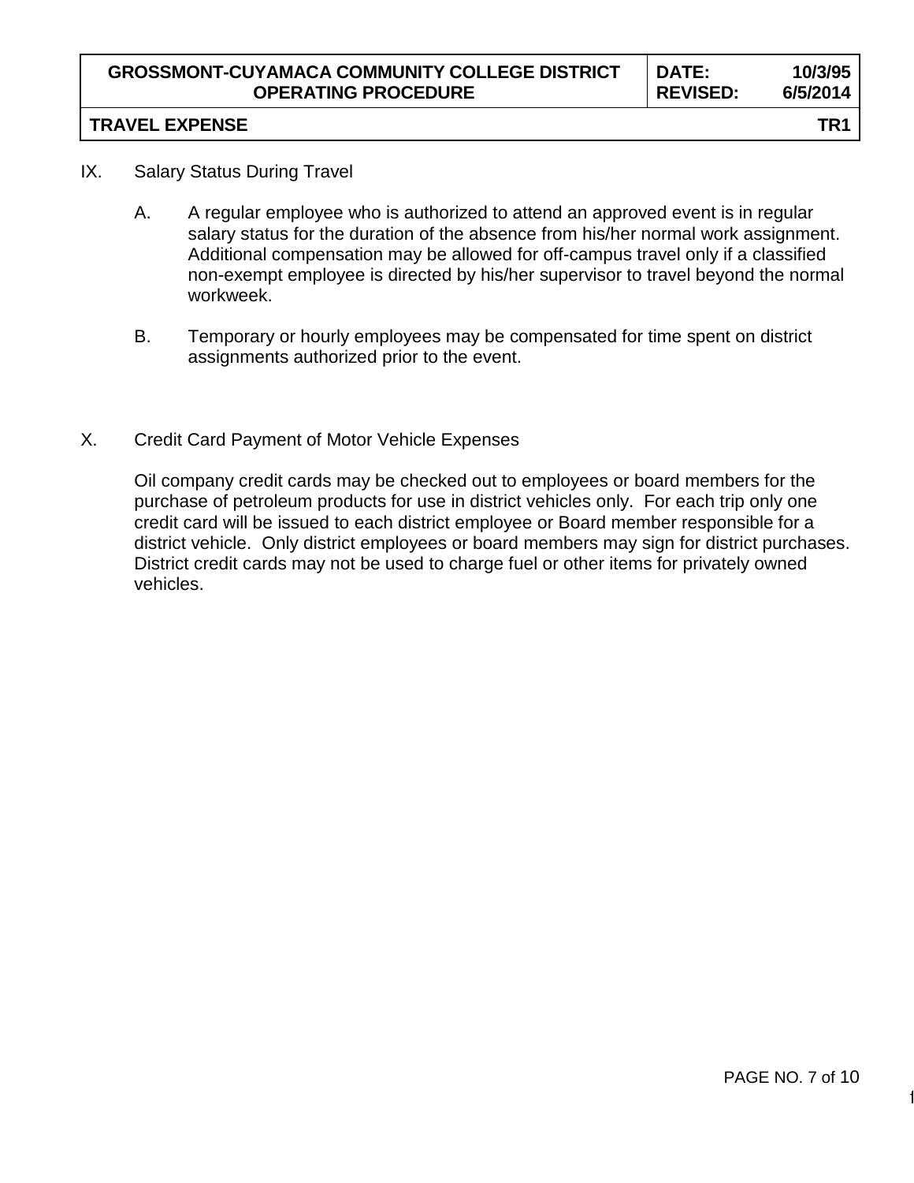IX. Salary Status During Travel

A. A regular employee who is authorized to attend an approved event is in regular salary status for the duration of the absence from his/her normal work assignment. Additional compensation may be allowed for off-campus travel only if a classified non-exempt employee is directed by his/her supervisor to travel beyond the normal workweek.

B. Temporary or hourly employees may be compensated for time spent on district assignments authorized prior to the event.

X. Credit Card Payment of Motor Vehicle Expenses

Oil company credit cards may be checked out to employees or board members for the purchase of petroleum products for use in district vehicles only. For each trip only one credit card will be issued to each district employee or Board member responsible for a district vehicle. Only district employees or board members may sign for district purchases. District credit cards may not be used to charge fuel or other items for privately owned vehicles.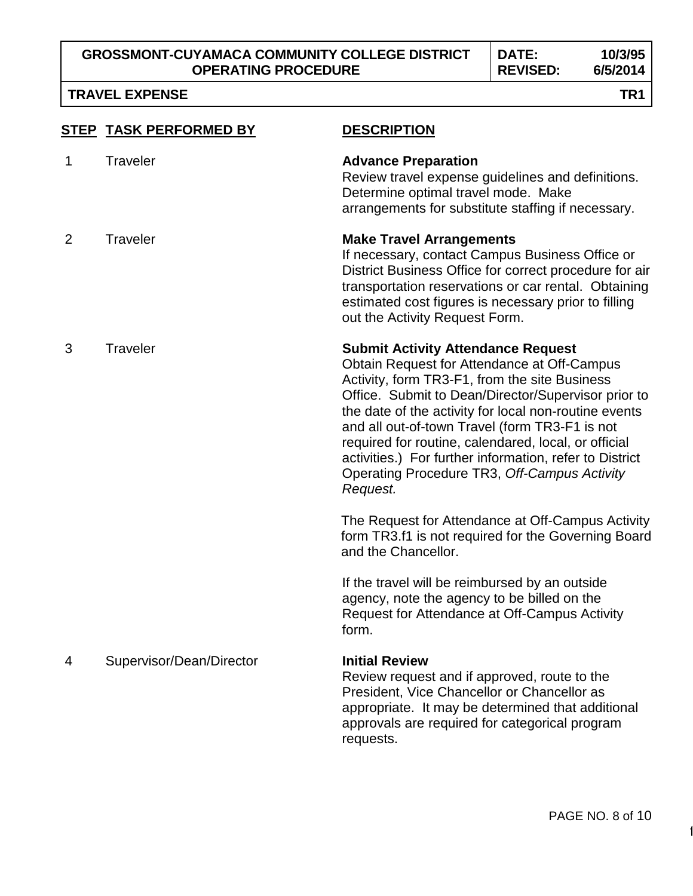| GROSSMONT-CUYAMACA COMMUNITY COLLEGE DISTRICT OPERATING PROCEDURE | DATE: 10/3/95 REVISED: 6/5/2014 |
|---|---|
| **TRAVEL EXPENSE** | **TR1** |

| STEP | TASK PERFORMED BY | DESCRIPTION |
|---|---|---|
| 1 | Traveler | **Advance Preparation**<br>Review travel expense guidelines and definitions. Determine optimal travel mode. Make arrangements for substitute staffing if necessary. |
| 2 | Traveler | **Make Travel Arrangements**<br>If necessary, contact Campus Business Office or District Business Office for correct procedure for air transportation reservations or car rental. Obtaining estimated cost figures is necessary prior to filling out the Activity Request Form. |
| 3 | Traveler | **Submit Activity Attendance Request**<br>Obtain Request for Attendance at Off-Campus Activity, form TR3-F1, from the site Business Office. Submit to Dean/Director/Supervisor prior to the date of the activity for local non-routine events and all out-of-town Travel (form TR3-F1 is not required for routine, calendared, local, or official activities.) For further information, refer to District Operating Procedure TR3, *Off-Campus Activity Request.*<br><br>The Request for Attendance at Off-Campus Activity form TR3.f1 is not required for the Governing Board and the Chancellor.<br><br>If the travel will be reimbursed by an outside agency, note the agency to be billed on the Request for Attendance at Off-Campus Activity form. |
| 4 | Supervisor/Dean/Director | **Initial Review**<br>Review request and if approved, route to the President, Vice Chancellor or Chancellor as appropriate. It may be determined that additional approvals are required for categorical program requests. |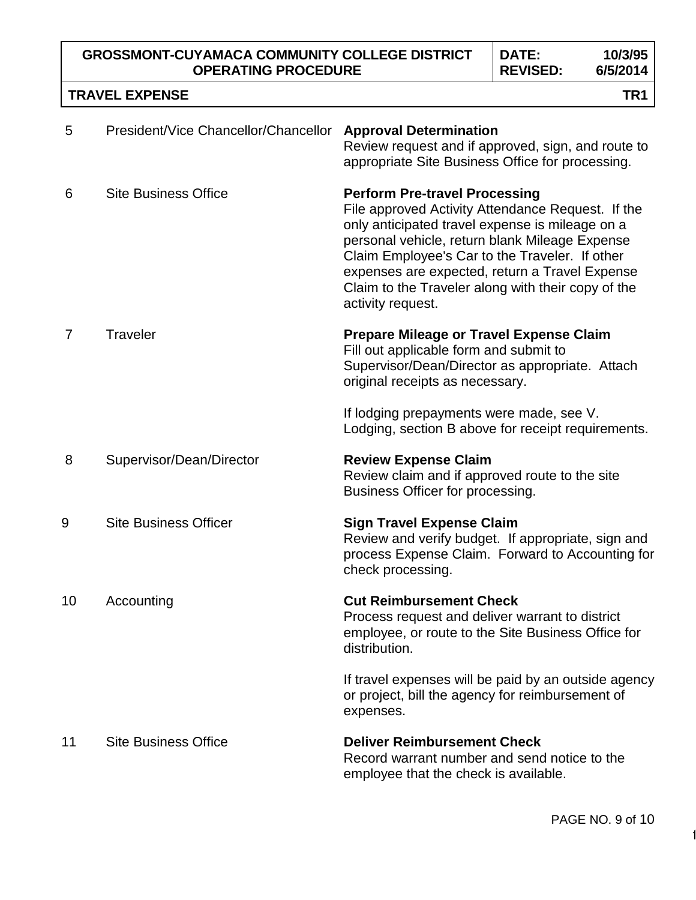| | | |
|---|---|---|
| 5 | President/Vice Chancellor/Chancellor | **Approval Determination**<br>Review request and if approved, sign, and route to appropriate Site Business Office for processing. |
| 6 | Site Business Office | **Perform Pre-travel Processing**<br>File approved Activity Attendance Request. If the only anticipated travel expense is mileage on a personal vehicle, return blank Mileage Expense Claim Employee's Car to the Traveler. If other expenses are expected, return a Travel Expense Claim to the Traveler along with their copy of the activity request. |
| 7 | Traveler | **Prepare Mileage or Travel Expense Claim**<br>Fill out applicable form and submit to Supervisor/Dean/Director as appropriate. Attach original receipts as necessary.<br><br>If lodging prepayments were made, see V. Lodging, section B above for receipt requirements. |
| 8 | Supervisor/Dean/Director | **Review Expense Claim**<br>Review claim and if approved route to the site Business Officer for processing. |
| 9 | Site Business Officer | **Sign Travel Expense Claim**<br>Review and verify budget. If appropriate, sign and process Expense Claim. Forward to Accounting for check processing. |
| 10 | Accounting | **Cut Reimbursement Check**<br>Process request and deliver warrant to district employee, or route to the Site Business Office for distribution.<br><br>If travel expenses will be paid by an outside agency or project, bill the agency for reimbursement of expenses. |
| 11 | Site Business Office | **Deliver Reimbursement Check**<br>Record warrant number and send notice to the employee that the check is available. |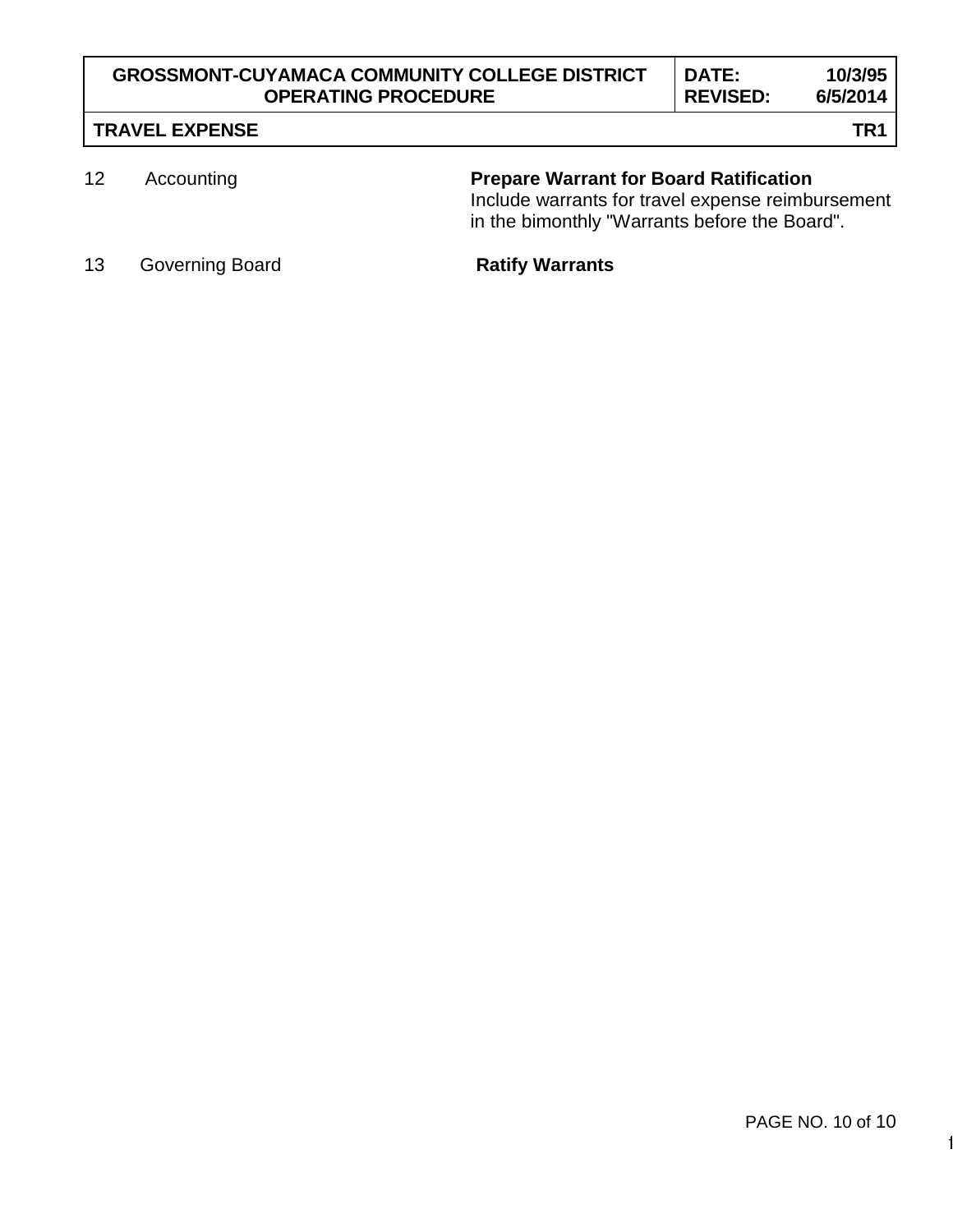| | | |
|---|---|---|
| 12 | Accounting | **Prepare Warrant for Board Ratification**<br>Include warrants for travel expense reimbursement in the bimonthly "Warrants before the Board". |
| 13 | Governing Board | **Ratify Warrants** |